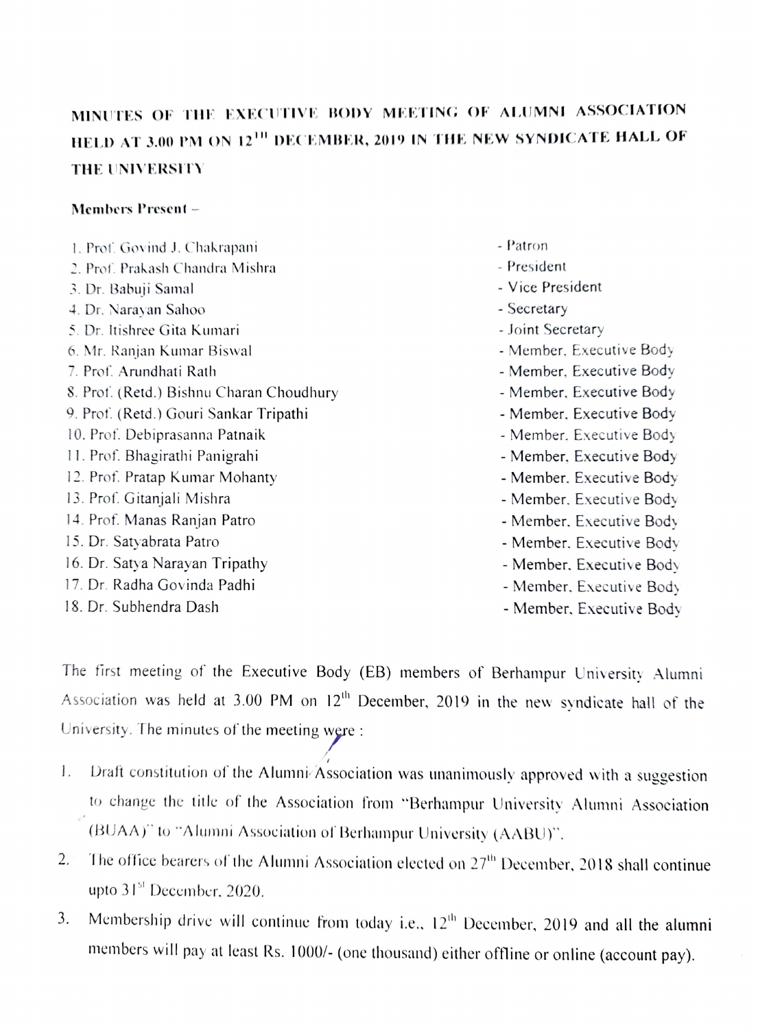# MINUTES OF THE EXECUTIVE BODY MEETING OF ALUMNI ASSOCIATION HELD AT 3.00 PM ON 12TH DECEMBER, 2019 IN THE NEW SYNDICATE HALL OF THE UNIVERSITY

**Members Present –**

| | |
|---|---|
| 1. Prof. Govind J. Chakrapani | - Patron |
| 2. Prof. Prakash Chandra Mishra | - President |
| 3. Dr. Babuji Samal | - Vice President |
| 4. Dr. Narayan Sahoo | - Secretary |
| 5. Dr. Itishree Gita Kumari | - Joint Secretary |
| 6. Mr. Ranjan Kumar Biswal | - Member, Executive Body |
| 7. Prof. Arundhati Rath | - Member, Executive Body |
| 8. Prof. (Retd.) Bishnu Charan Choudhury | - Member, Executive Body |
| 9. Prof. (Retd.) Gouri Sankar Tripathi | - Member, Executive Body |
| 10. Prof. Debiprasanna Patnaik | - Member, Executive Body |
| 11. Prof. Bhagirathi Panigrahi | - Member, Executive Body |
| 12. Prof. Pratap Kumar Mohanty | - Member, Executive Body |
| 13. Prof. Gitanjali Mishra | - Member, Executive Body |
| 14. Prof. Manas Ranjan Patro | - Member, Executive Body |
| 15. Dr. Satyabrata Patro | - Member, Executive Body |
| 16. Dr. Satya Narayan Tripathy | - Member, Executive Body |
| 17. Dr. Radha Govinda Padhi | - Member, Executive Body |
| 18. Dr. Subhendra Dash | - Member, Executive Body |

The first meeting of the Executive Body (EB) members of Berhampur University Alumni Association was held at 3.00 PM on 12th December, 2019 in the new syndicate hall of the University. The minutes of the meeting were :

1. Draft constitution of the Alumni Association was unanimously approved with a suggestion to change the title of the Association from "Berhampur University Alumni Association (BUAA)" to "Alumni Association of Berhampur University (AABU)".
2. The office bearers of the Alumni Association elected on 27th December, 2018 shall continue upto 31st December, 2020.
3. Membership drive will continue from today i.e., 12th December, 2019 and all the alumni members will pay at least Rs. 1000/- (one thousand) either offline or online (account pay).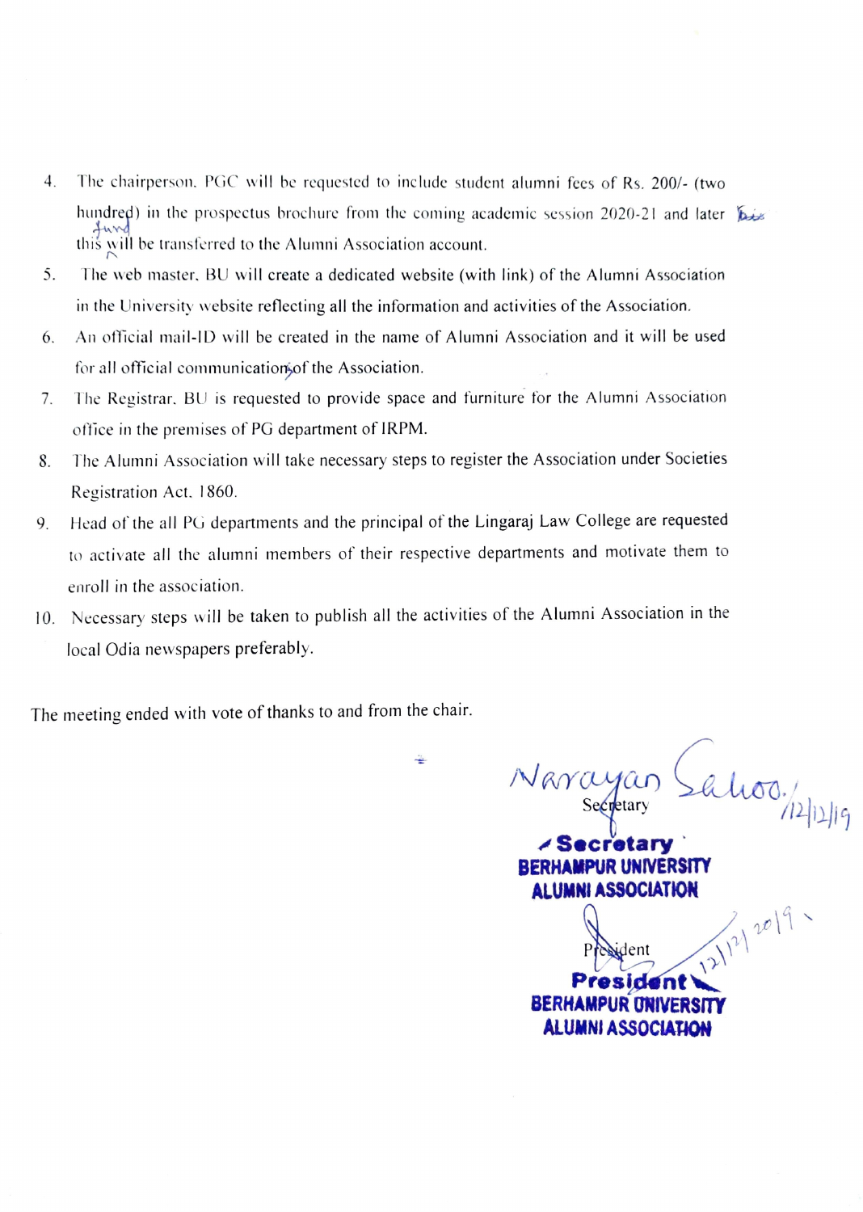4. The chairperson, PGC will be requested to include student alumni fees of Rs. 200/- (two hundred) in the prospectus brochure from the coming academic session 2020-21 and later this fund will be transferred to the Alumni Association account.
5. The web master, BU will create a dedicated website (with link) of the Alumni Association in the University website reflecting all the information and activities of the Association.
6. An official mail-ID will be created in the name of Alumni Association and it will be used for all official communications of the Association.
7. The Registrar, BU is requested to provide space and furniture for the Alumni Association office in the premises of PG department of IRPM.
8. The Alumni Association will take necessary steps to register the Association under Societies Registration Act, 1860.
9. Head of the all PG departments and the principal of the Lingaraj Law College are requested to activate all the alumni members of their respective departments and motivate them to enroll in the association.
10. Necessary steps will be taken to publish all the activities of the Alumni Association in the local Odia newspapers preferably.

The meeting ended with vote of thanks to and from the chair.

Narayan Sahoo 12/12/19

Secretary

**Secretary**
**BERHAMPUR UNIVERSITY**
**ALUMNI ASSOCIATION**

12/12/2019

President

**President**
**BERHAMPUR UNIVERSITY**
**ALUMNI ASSOCIATION**